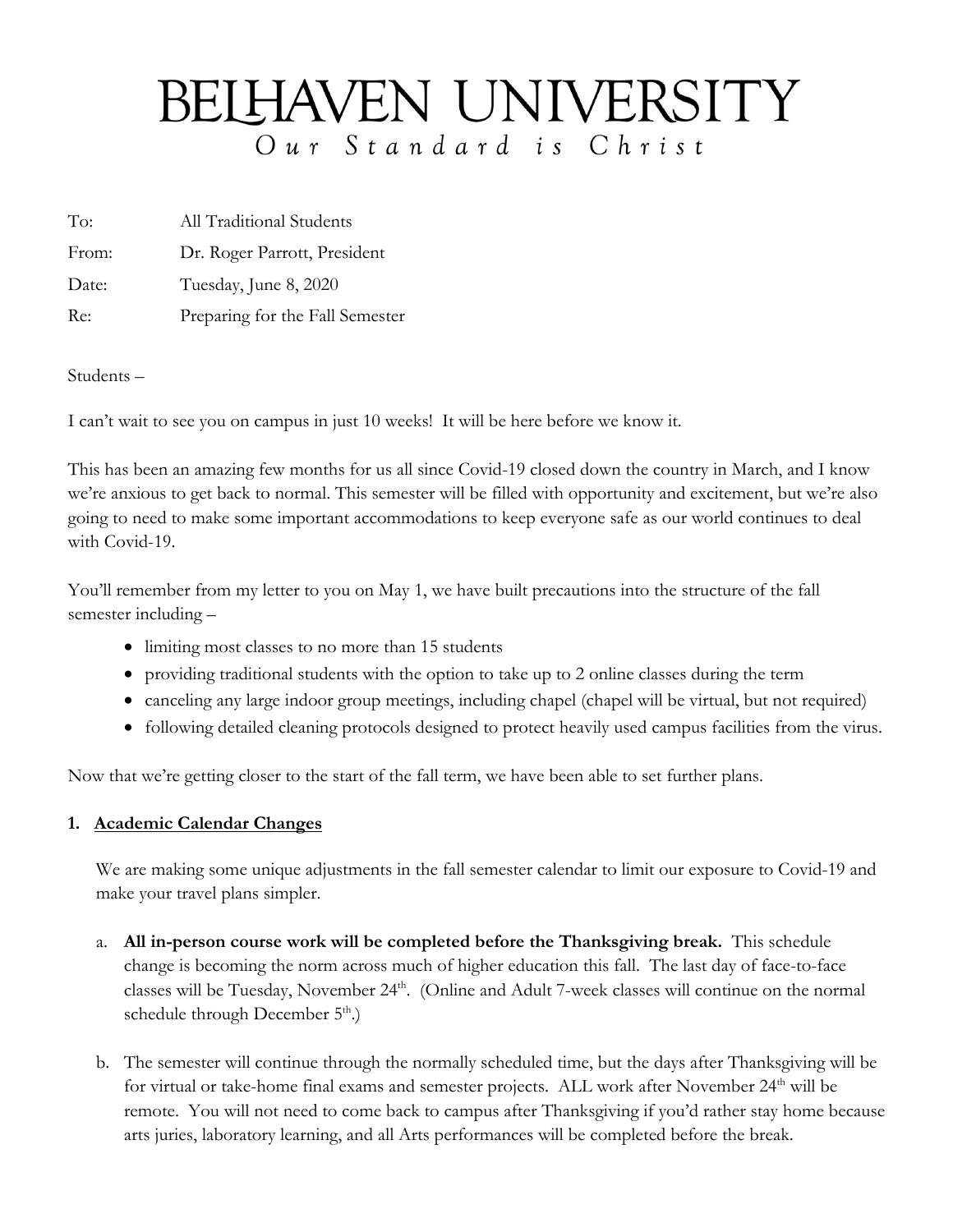# BELHAVEN UNIVERSITY

*Our Standard is Christ*

To: All Traditional Students

From: Dr. Roger Parrott, President

Date: Tuesday, June 8, 2020

Re: Preparing for the Fall Semester

Students –

I can't wait to see you on campus in just 10 weeks! It will be here before we know it.

This has been an amazing few months for us all since Covid-19 closed down the country in March, and I know we're anxious to get back to normal. This semester will be filled with opportunity and excitement, but we're also going to need to make some important accommodations to keep everyone safe as our world continues to deal with Covid-19.

You'll remember from my letter to you on May 1, we have built precautions into the structure of the fall semester including –

- limiting most classes to no more than 15 students
- providing traditional students with the option to take up to 2 online classes during the term
- canceling any large indoor group meetings, including chapel (chapel will be virtual, but not required)
- following detailed cleaning protocols designed to protect heavily used campus facilities from the virus.

Now that we're getting closer to the start of the fall term, we have been able to set further plans.

## 1. Academic Calendar Changes

We are making some unique adjustments in the fall semester calendar to limit our exposure to Covid-19 and make your travel plans simpler.

a. **All in-person course work will be completed before the Thanksgiving break.** This schedule change is becoming the norm across much of higher education this fall. The last day of face-to-face classes will be Tuesday, November 24th. (Online and Adult 7-week classes will continue on the normal schedule through December 5th.)

b. The semester will continue through the normally scheduled time, but the days after Thanksgiving will be for virtual or take-home final exams and semester projects. ALL work after November 24th will be remote. You will not need to come back to campus after Thanksgiving if you'd rather stay home because arts juries, laboratory learning, and all Arts performances will be completed before the break.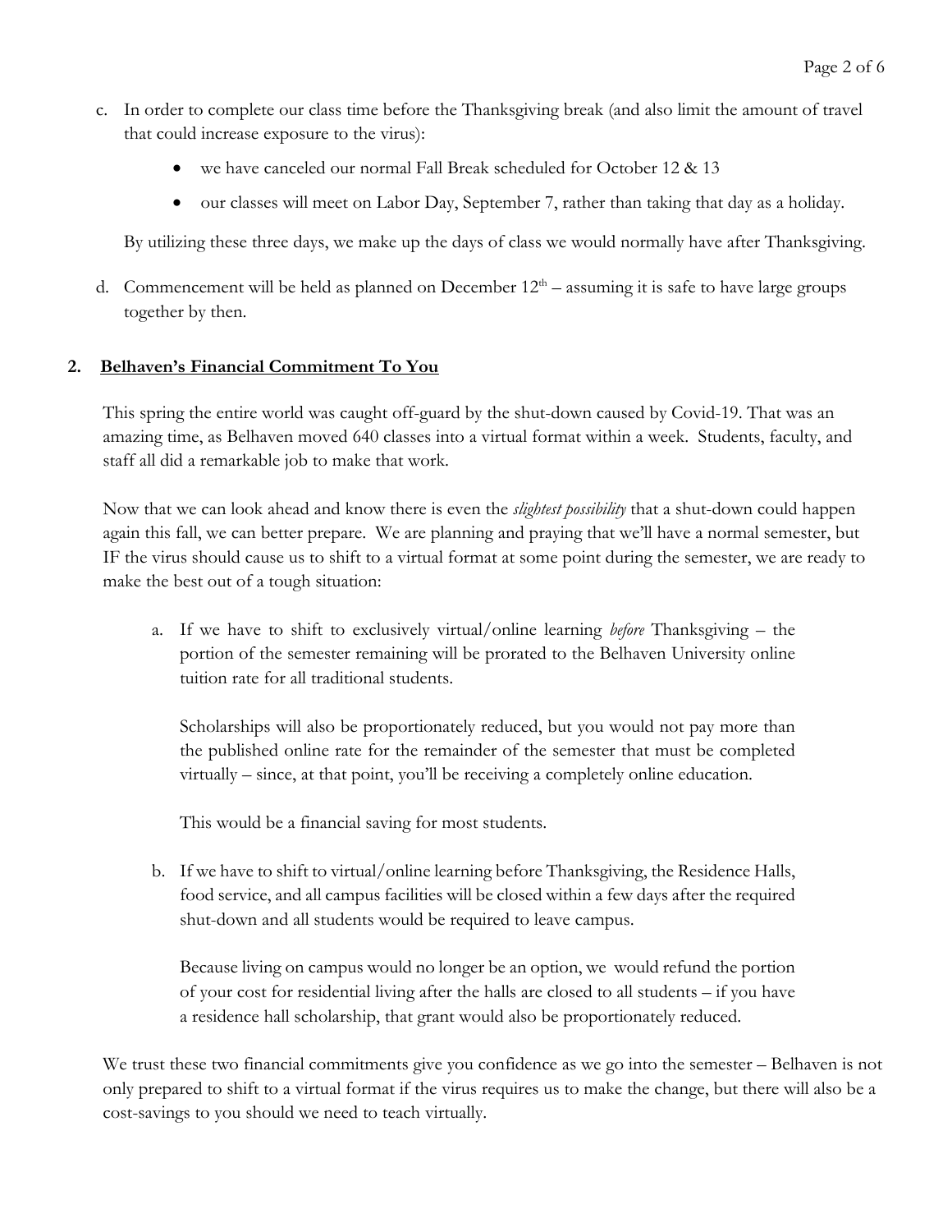c. In order to complete our class time before the Thanksgiving break (and also limit the amount of travel that could increase exposure to the virus):

   - we have canceled our normal Fall Break scheduled for October 12 & 13
   - our classes will meet on Labor Day, September 7, rather than taking that day as a holiday.

   By utilizing these three days, we make up the days of class we would normally have after Thanksgiving.

d. Commencement will be held as planned on December 12th – assuming it is safe to have large groups together by then.

## 2. Belhaven's Financial Commitment To You

This spring the entire world was caught off-guard by the shut-down caused by Covid-19. That was an amazing time, as Belhaven moved 640 classes into a virtual format within a week. Students, faculty, and staff all did a remarkable job to make that work.

Now that we can look ahead and know there is even the *slightest possibility* that a shut-down could happen again this fall, we can better prepare. We are planning and praying that we'll have a normal semester, but IF the virus should cause us to shift to a virtual format at some point during the semester, we are ready to make the best out of a tough situation:

a. If we have to shift to exclusively virtual/online learning *before* Thanksgiving – the portion of the semester remaining will be prorated to the Belhaven University online tuition rate for all traditional students.

   Scholarships will also be proportionately reduced, but you would not pay more than the published online rate for the remainder of the semester that must be completed virtually – since, at that point, you'll be receiving a completely online education.

   This would be a financial saving for most students.

b. If we have to shift to virtual/online learning before Thanksgiving, the Residence Halls, food service, and all campus facilities will be closed within a few days after the required shut-down and all students would be required to leave campus.

   Because living on campus would no longer be an option, we would refund the portion of your cost for residential living after the halls are closed to all students – if you have a residence hall scholarship, that grant would also be proportionately reduced.

We trust these two financial commitments give you confidence as we go into the semester – Belhaven is not only prepared to shift to a virtual format if the virus requires us to make the change, but there will also be a cost-savings to you should we need to teach virtually.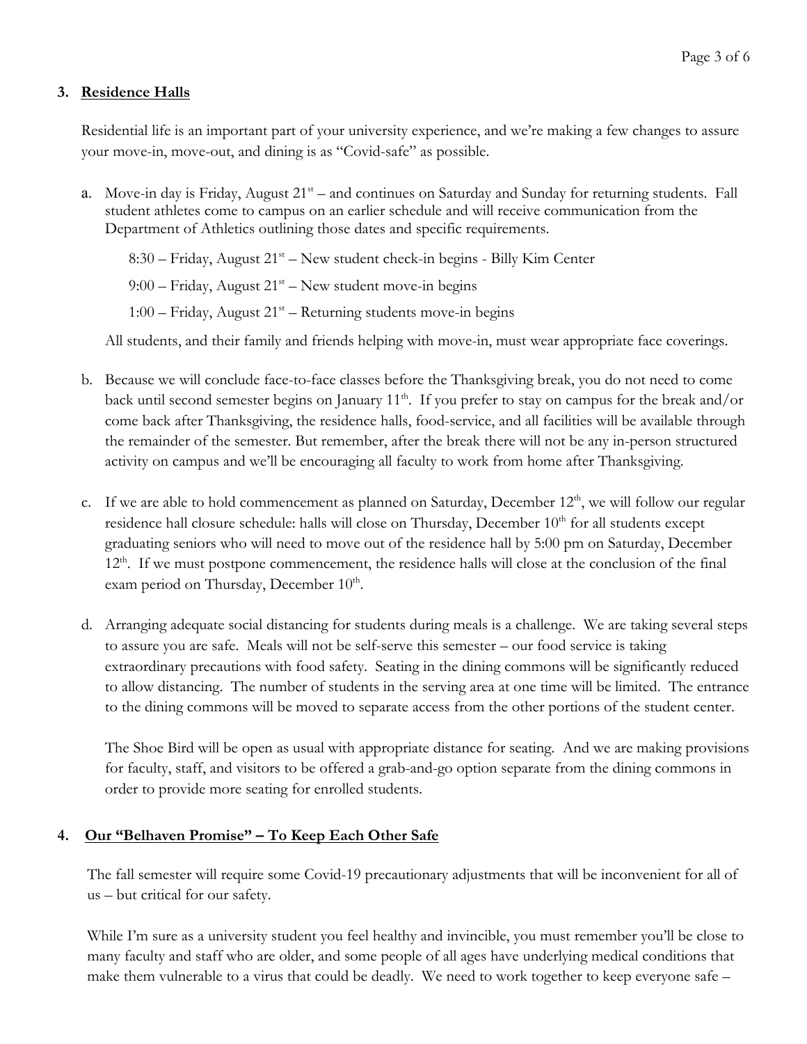## 3. Residence Halls

Residential life is an important part of your university experience, and we're making a few changes to assure your move-in, move-out, and dining is as "Covid-safe" as possible.

a. Move-in day is Friday, August 21st – and continues on Saturday and Sunday for returning students. Fall student athletes come to campus on an earlier schedule and will receive communication from the Department of Athletics outlining those dates and specific requirements.

   8:30 – Friday, August 21st – New student check-in begins - Billy Kim Center

   9:00 – Friday, August 21st – New student move-in begins

   1:00 – Friday, August 21st – Returning students move-in begins

   All students, and their family and friends helping with move-in, must wear appropriate face coverings.

b. Because we will conclude face-to-face classes before the Thanksgiving break, you do not need to come back until second semester begins on January 11th. If you prefer to stay on campus for the break and/or come back after Thanksgiving, the residence halls, food-service, and all facilities will be available through the remainder of the semester. But remember, after the break there will not be any in-person structured activity on campus and we'll be encouraging all faculty to work from home after Thanksgiving.

c. If we are able to hold commencement as planned on Saturday, December 12th, we will follow our regular residence hall closure schedule: halls will close on Thursday, December 10th for all students except graduating seniors who will need to move out of the residence hall by 5:00 pm on Saturday, December 12th. If we must postpone commencement, the residence halls will close at the conclusion of the final exam period on Thursday, December 10th.

d. Arranging adequate social distancing for students during meals is a challenge. We are taking several steps to assure you are safe. Meals will not be self-serve this semester – our food service is taking extraordinary precautions with food safety. Seating in the dining commons will be significantly reduced to allow distancing. The number of students in the serving area at one time will be limited. The entrance to the dining commons will be moved to separate access from the other portions of the student center.

   The Shoe Bird will be open as usual with appropriate distance for seating. And we are making provisions for faculty, staff, and visitors to be offered a grab-and-go option separate from the dining commons in order to provide more seating for enrolled students.

## 4. Our "Belhaven Promise" – To Keep Each Other Safe

The fall semester will require some Covid-19 precautionary adjustments that will be inconvenient for all of us – but critical for our safety.

While I'm sure as a university student you feel healthy and invincible, you must remember you'll be close to many faculty and staff who are older, and some people of all ages have underlying medical conditions that make them vulnerable to a virus that could be deadly. We need to work together to keep everyone safe –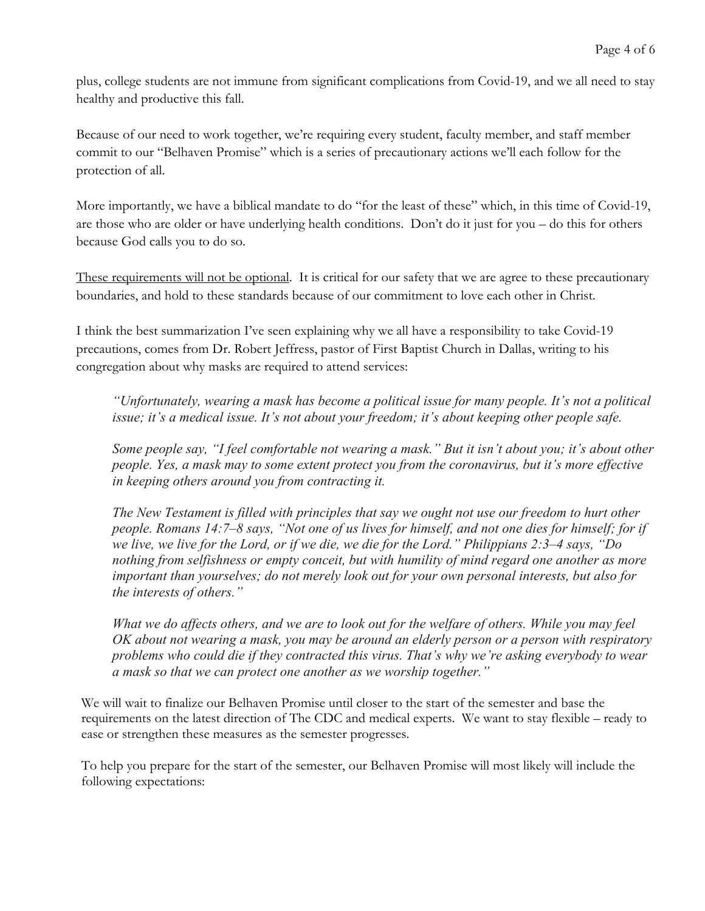plus, college students are not immune from significant complications from Covid-19, and we all need to stay healthy and productive this fall.

Because of our need to work together, we're requiring every student, faculty member, and staff member commit to our "Belhaven Promise" which is a series of precautionary actions we'll each follow for the protection of all.

More importantly, we have a biblical mandate to do "for the least of these" which, in this time of Covid-19, are those who are older or have underlying health conditions. Don't do it just for you – do this for others because God calls you to do so.

<u>These requirements will not be optional</u>. It is critical for our safety that we are agree to these precautionary boundaries, and hold to these standards because of our commitment to love each other in Christ.

I think the best summarization I've seen explaining why we all have a responsibility to take Covid-19 precautions, comes from Dr. Robert Jeffress, pastor of First Baptist Church in Dallas, writing to his congregation about why masks are required to attend services:

> *"Unfortunately, wearing a mask has become a political issue for many people. It's not a political issue; it's a medical issue. It's not about your freedom; it's about keeping other people safe.*
>
> *Some people say, "I feel comfortable not wearing a mask." But it isn't about you; it's about other people. Yes, a mask may to some extent protect you from the coronavirus, but it's more effective in keeping others around you from contracting it.*
>
> *The New Testament is filled with principles that say we ought not use our freedom to hurt other people. Romans 14:7–8 says, "Not one of us lives for himself, and not one dies for himself; for if we live, we live for the Lord, or if we die, we die for the Lord." Philippians 2:3–4 says, "Do nothing from selfishness or empty conceit, but with humility of mind regard one another as more important than yourselves; do not merely look out for your own personal interests, but also for the interests of others."*
>
> *What we do affects others, and we are to look out for the welfare of others. While you may feel OK about not wearing a mask, you may be around an elderly person or a person with respiratory problems who could die if they contracted this virus. That's why we're asking everybody to wear a mask so that we can protect one another as we worship together."*

We will wait to finalize our Belhaven Promise until closer to the start of the semester and base the requirements on the latest direction of The CDC and medical experts. We want to stay flexible – ready to ease or strengthen these measures as the semester progresses.

To help you prepare for the start of the semester, our Belhaven Promise will most likely will include the following expectations: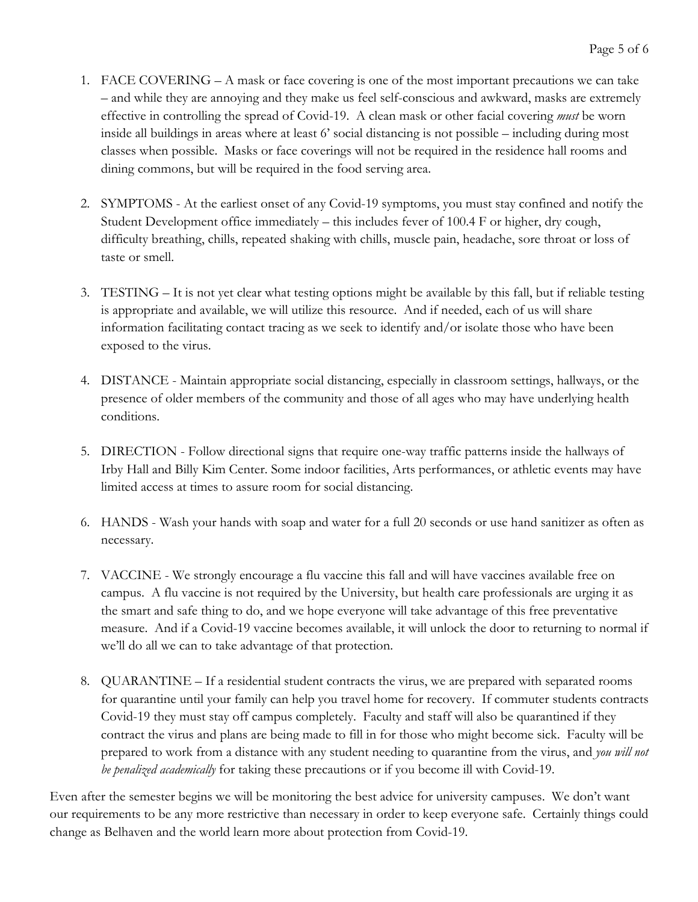1. FACE COVERING – A mask or face covering is one of the most important precautions we can take – and while they are annoying and they make us feel self-conscious and awkward, masks are extremely effective in controlling the spread of Covid-19. A clean mask or other facial covering *must* be worn inside all buildings in areas where at least 6' social distancing is not possible – including during most classes when possible. Masks or face coverings will not be required in the residence hall rooms and dining commons, but will be required in the food serving area.

2. SYMPTOMS - At the earliest onset of any Covid-19 symptoms, you must stay confined and notify the Student Development office immediately – this includes fever of 100.4 F or higher, dry cough, difficulty breathing, chills, repeated shaking with chills, muscle pain, headache, sore throat or loss of taste or smell.

3. TESTING – It is not yet clear what testing options might be available by this fall, but if reliable testing is appropriate and available, we will utilize this resource. And if needed, each of us will share information facilitating contact tracing as we seek to identify and/or isolate those who have been exposed to the virus.

4. DISTANCE - Maintain appropriate social distancing, especially in classroom settings, hallways, or the presence of older members of the community and those of all ages who may have underlying health conditions.

5. DIRECTION - Follow directional signs that require one-way traffic patterns inside the hallways of Irby Hall and Billy Kim Center. Some indoor facilities, Arts performances, or athletic events may have limited access at times to assure room for social distancing.

6. HANDS - Wash your hands with soap and water for a full 20 seconds or use hand sanitizer as often as necessary.

7. VACCINE - We strongly encourage a flu vaccine this fall and will have vaccines available free on campus. A flu vaccine is not required by the University, but health care professionals are urging it as the smart and safe thing to do, and we hope everyone will take advantage of this free preventative measure. And if a Covid-19 vaccine becomes available, it will unlock the door to returning to normal if we'll do all we can to take advantage of that protection.

8. QUARANTINE – If a residential student contracts the virus, we are prepared with separated rooms for quarantine until your family can help you travel home for recovery. If commuter students contracts Covid-19 they must stay off campus completely. Faculty and staff will also be quarantined if they contract the virus and plans are being made to fill in for those who might become sick. Faculty will be prepared to work from a distance with any student needing to quarantine from the virus, and *you will not be penalized academically* for taking these precautions or if you become ill with Covid-19.

Even after the semester begins we will be monitoring the best advice for university campuses. We don't want our requirements to be any more restrictive than necessary in order to keep everyone safe. Certainly things could change as Belhaven and the world learn more about protection from Covid-19.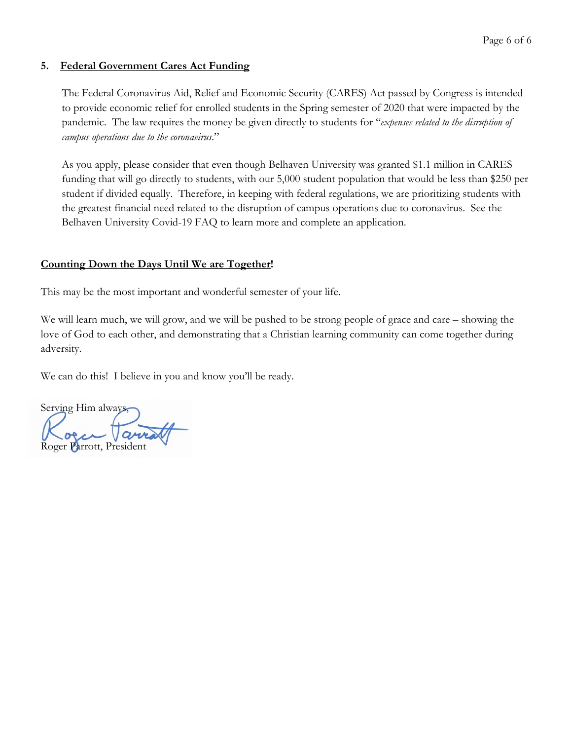5. **<u>Federal Government Cares Act Funding</u>**

The Federal Coronavirus Aid, Relief and Economic Security (CARES) Act passed by Congress is intended to provide economic relief for enrolled students in the Spring semester of 2020 that were impacted by the pandemic. The law requires the money be given directly to students for "*expenses related to the disruption of campus operations due to the coronavirus.*"

As you apply, please consider that even though Belhaven University was granted $1.1 million in CARES funding that will go directly to students, with our 5,000 student population that would be less than $250 per student if divided equally. Therefore, in keeping with federal regulations, we are prioritizing students with the greatest financial need related to the disruption of campus operations due to coronavirus. See the Belhaven University Covid-19 FAQ to learn more and complete an application.

**<u>Counting Down the Days Until We are Together</u>!**

This may be the most important and wonderful semester of your life.

We will learn much, we will grow, and we will be pushed to be strong people of grace and care – showing the love of God to each other, and demonstrating that a Christian learning community can come together during adversity.

We can do this! I believe in you and know you'll be ready.

Serving Him always,

Roger Parrott, President